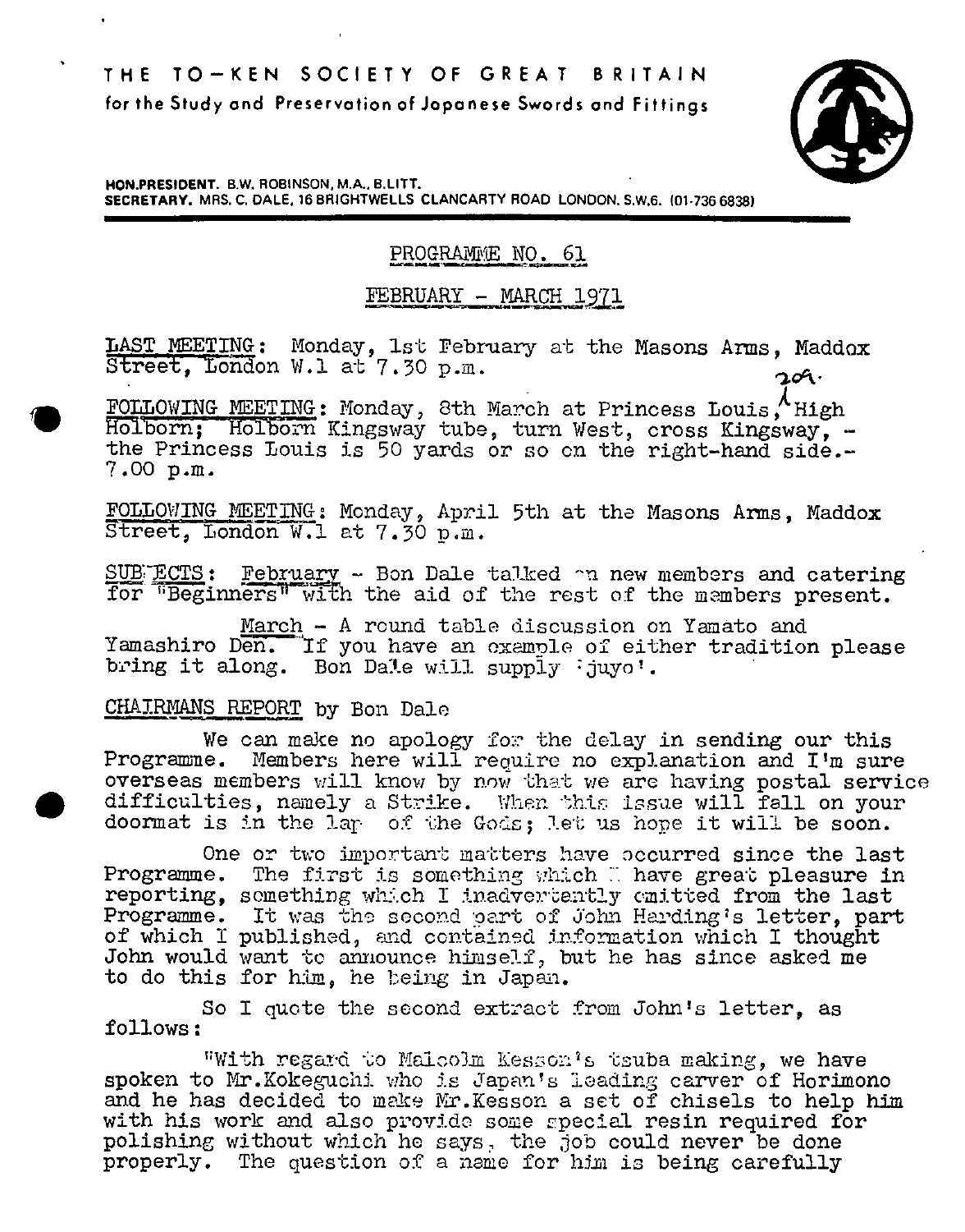# THE TO-KEN SOCIETY OF GREAT BRITAIN

**for the Study and Preservation of Japanese Swords and Fittings**

**HON.PRESIDENT.** B.W. ROBINSON, M.A., B.LITT.
**SECRETARY.** MRS. C. DALE, 16 BRIGHTWELLS CLANCARTY ROAD LONDON, S.W.6. (01-736 6838)

## PROGRAMME NO. 61

## FEBRUARY - MARCH 1971

LAST MEETING: Monday, 1st February at the Masons Arms, Maddox Street, London W.1 at 7.30 p.m.

FOLLOWING MEETING: Monday, 8th March at Princess Louis, 209 High Holborn; Holborn Kingsway tube, turn West, cross Kingsway, - the Princess Louis is 50 yards or so on the right-hand side.- 7.00 p.m.

FOLLOWING MEETING: Monday, April 5th at the Masons Arms, Maddox Street, London W.1 at 7.30 p.m.

SUBJECTS: February - Bon Dale talked on new members and catering for "Beginners" with the aid of the rest of the members present.

March - A round table discussion on Yamato and Yamashiro Den. If you have an example of either tradition please bring it along. Bon Dale will supply 'juyo'.

## CHAIRMANS REPORT by Bon Dale

We can make no apology for the delay in sending our this Programme. Members here will require no explanation and I'm sure overseas members will know by now that we are having postal service difficulties, namely a Strike. When this issue will fall on your doormat is in the lap of the Gods; let us hope it will be soon.

One or two important matters have occurred since the last Programme. The first is something which I have great pleasure in reporting, something which I inadvertently omitted from the last Programme. It was the second part of John Harding's letter, part of which I published, and contained information which I thought John would want to announce himself, but he has since asked me to do this for him, he being in Japan.

So I quote the second extract from John's letter, as follows:

"With regard to Malcolm Kesson's tsuba making, we have spoken to Mr.Kokeguchi who is Japan's leading carver of Horimono and he has decided to make Mr.Kesson a set of chisels to help him with his work and also provide some special resin required for polishing without which he says, the job could never be done properly. The question of a name for him is being carefully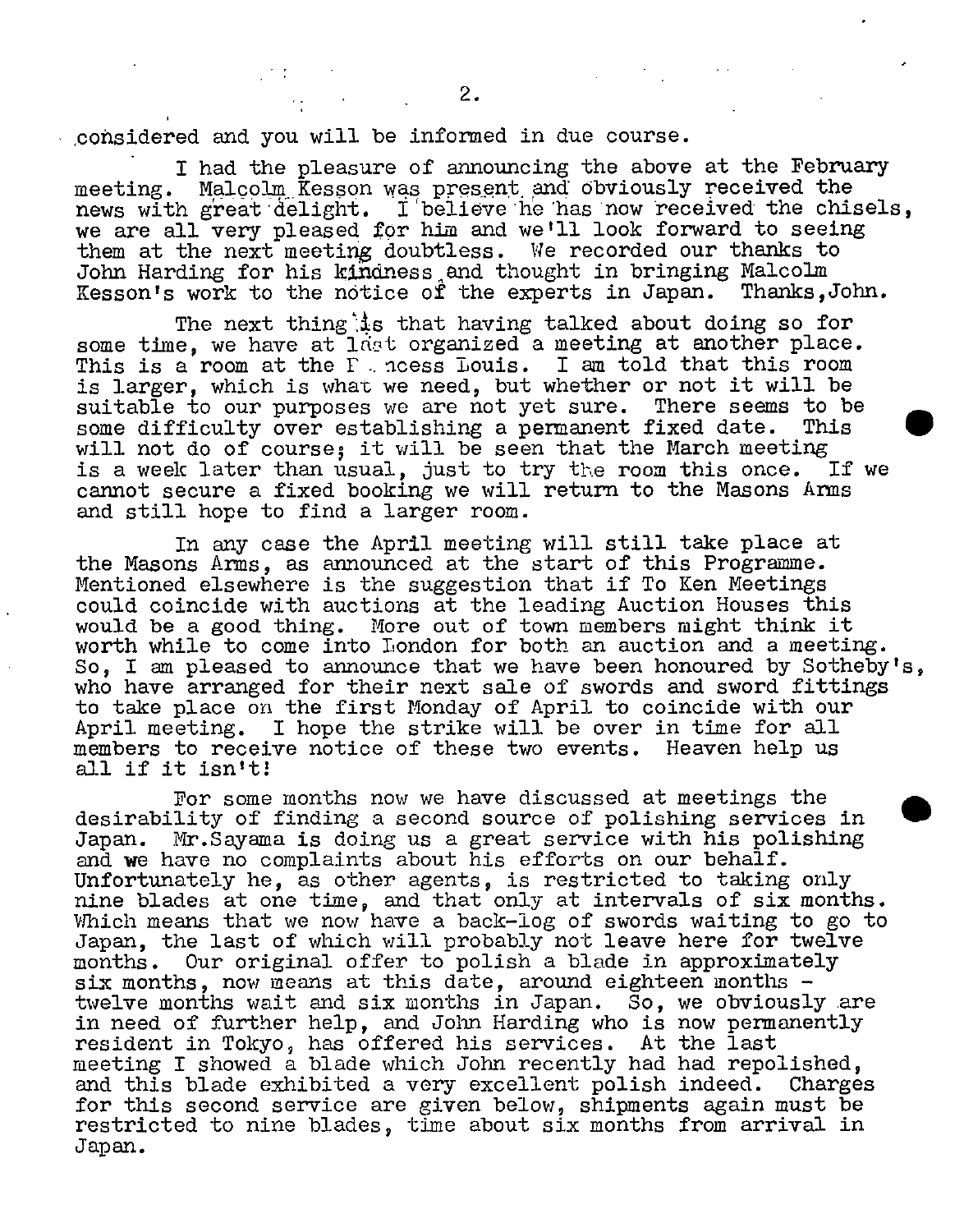considered and you will be informed in due course.

I had the pleasure of announcing the above at the February meeting. Malcolm Kesson was present and obviously received the news with great delight. I believe he has now received the chisels, we are all very pleased for him and we'll look forward to seeing them at the next meeting doubtless. We recorded our thanks to John Harding for his kindness and thought in bringing Malcolm Kesson's work to the notice of the experts in Japan. Thanks, John.

The next thing is that having talked about doing so for some time, we have at last organized a meeting at another place. This is a room at the Princess Louis. I am told that this room is larger, which is what we need, but whether or not it will be suitable to our purposes we are not yet sure. There seems to be some difficulty over establishing a permanent fixed date. This will not do of course; it will be seen that the March meeting is a week later than usual, just to try the room this once. If we cannot secure a fixed booking we will return to the Masons Arms and still hope to find a larger room.

In any case the April meeting will still take place at the Masons Arms, as announced at the start of this Programme. Mentioned elsewhere is the suggestion that if To Ken Meetings could coincide with auctions at the leading Auction Houses this would be a good thing. More out of town members might think it worth while to come into London for both an auction and a meeting. So, I am pleased to announce that we have been honoured by Sotheby's, who have arranged for their next sale of swords and sword fittings to take place on the first Monday of April to coincide with our April meeting. I hope the strike will be over in time for all members to receive notice of these two events. Heaven help us all if it isn't!

For some months now we have discussed at meetings the desirability of finding a second source of polishing services in Japan. Mr. Sayama is doing us a great service with his polishing and we have no complaints about his efforts on our behalf. Unfortunately he, as other agents, is restricted to taking only nine blades at one time, and that only at intervals of six months. Which means that we now have a back-log of swords waiting to go to Japan, the last of which will probably not leave here for twelve months. Our original offer to polish a blade in approximately six months, now means at this date, around eighteen months - twelve months wait and six months in Japan. So, we obviously are in need of further help, and John Harding who is now permanently resident in Tokyo, has offered his services. At the last meeting I showed a blade which John recently had had repolished, and this blade exhibited a very excellent polish indeed. Charges for this second service are given below, shipments again must be restricted to nine blades, time about six months from arrival in Japan.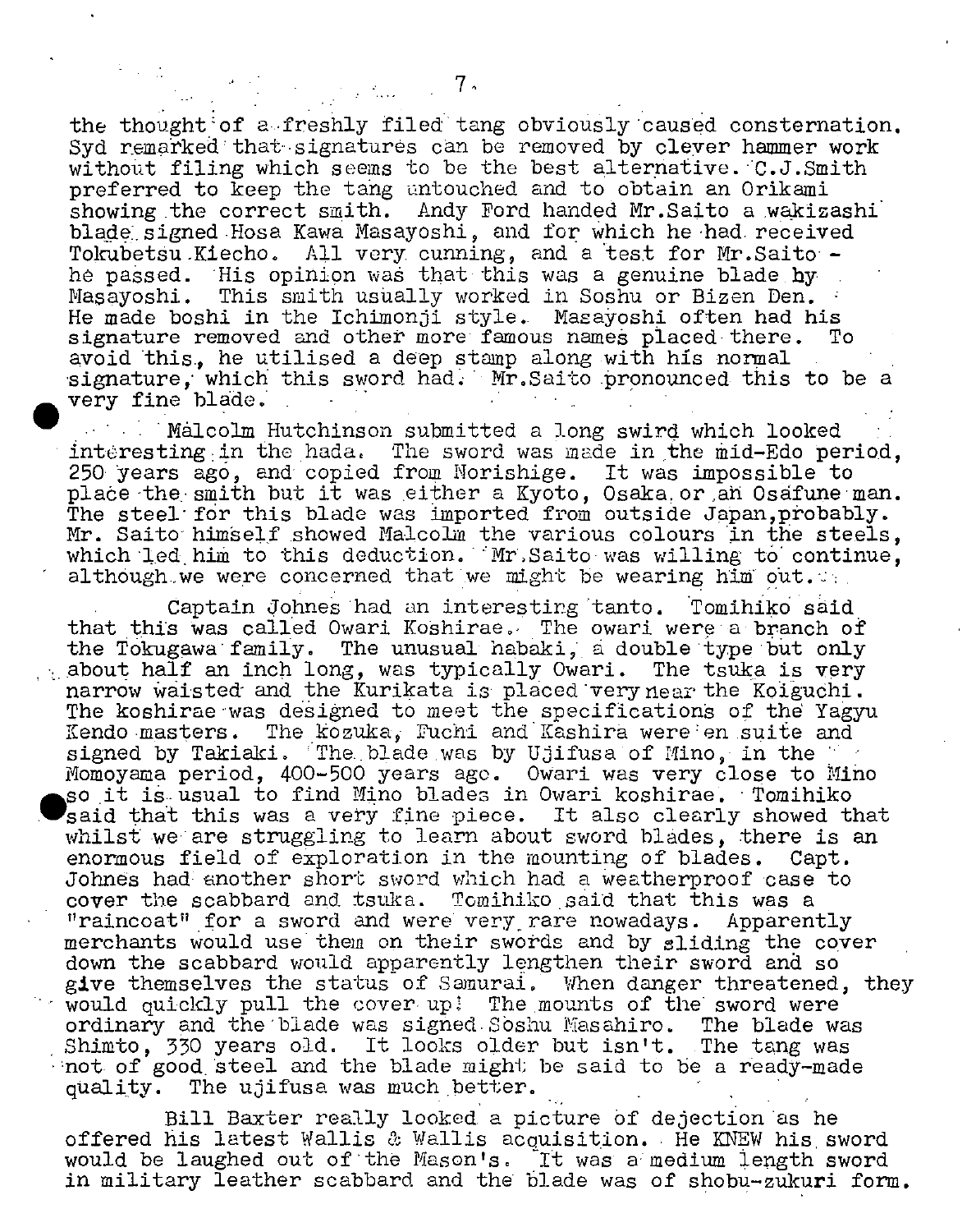the thought of a freshly filed tang obviously caused consternation. Syd remarked that signatures can be removed by clever hammer work without filing which seems to be the best alternative. C.J.Smith preferred to keep the tang untouched and to obtain an Orikami showing the correct smith. Andy Ford handed Mr.Saito a wakizashi blade signed Hosa Kawa Masayoshi, and for which he had received Tokubetsu Kiecho. All very cunning, and a test for Mr.Saito - he passed. His opinion was that this was a genuine blade by Masayoshi. This smith usually worked in Soshu or Bizen Den. He made boshi in the Ichimonji style. Masayoshi often had his signature removed and other more famous names placed there. To avoid this, he utilised a deep stamp along with his normal signature, which this sword had. Mr.Saito pronounced this to be a very fine blade.

Malcolm Hutchinson submitted a long swird which looked interesting in the hada. The sword was made in the mid-Edo period, 250 years ago, and copied from Norishige. It was impossible to place the smith but it was either a Kyoto, Osaka or an Osafune man. The steel for this blade was imported from outside Japan, probably. Mr. Saito himself showed Malcolm the various colours in the steels, which led him to this deduction. Mr.Saito was willing to continue, although we were concerned that we might be wearing him out.

Captain Johnes had an interesting tanto. Tomihiko said that this was called Owari Koshirae. The owari were a branch of the Tokugawa family. The unusual habaki, a double type but only about half an inch long, was typically Owari. The tsuka is very narrow waisted and the Kurikata is placed very near the Koiguchi. The koshirae was designed to meet the specifications of the Yagyu Kendo masters. The kozuka, Fuchi and Kashira were en suite and signed by Takiaki. The blade was by Ujifusa of Mino, in the Momoyama period, 400-500 years ago. Owari was very close to Mino so it is usual to find Mino blades in Owari koshirae. Tomihiko said that this was a very fine piece. It also clearly showed that whilst we are struggling to learn about sword blades, there is an enormous field of exploration in the mounting of blades. Capt. Johnes had another short sword which had a weatherproof case to cover the scabbard and tsuka. Tomihiko said that this was a "raincoat" for a sword and were very rare nowadays. Apparently merchants would use them on their swords and by sliding the cover down the scabbard would apparently lengthen their sword and so give themselves the status of Samurai. When danger threatened, they would quickly pull the cover up! The mounts of the sword were ordinary and the blade was signed Soshu Masahiro. The blade was Shimto, 330 years old. It looks older but isn't. The tang was not of good steel and the blade might be said to be a ready-made quality. The ujifusa was much better.

Bill Baxter really looked a picture of dejection as he offered his latest Wallis & Wallis acquisition. He KNEW his sword would be laughed out of the Mason's. It was a medium length sword in military leather scabbard and the blade was of shobu-zukuri form.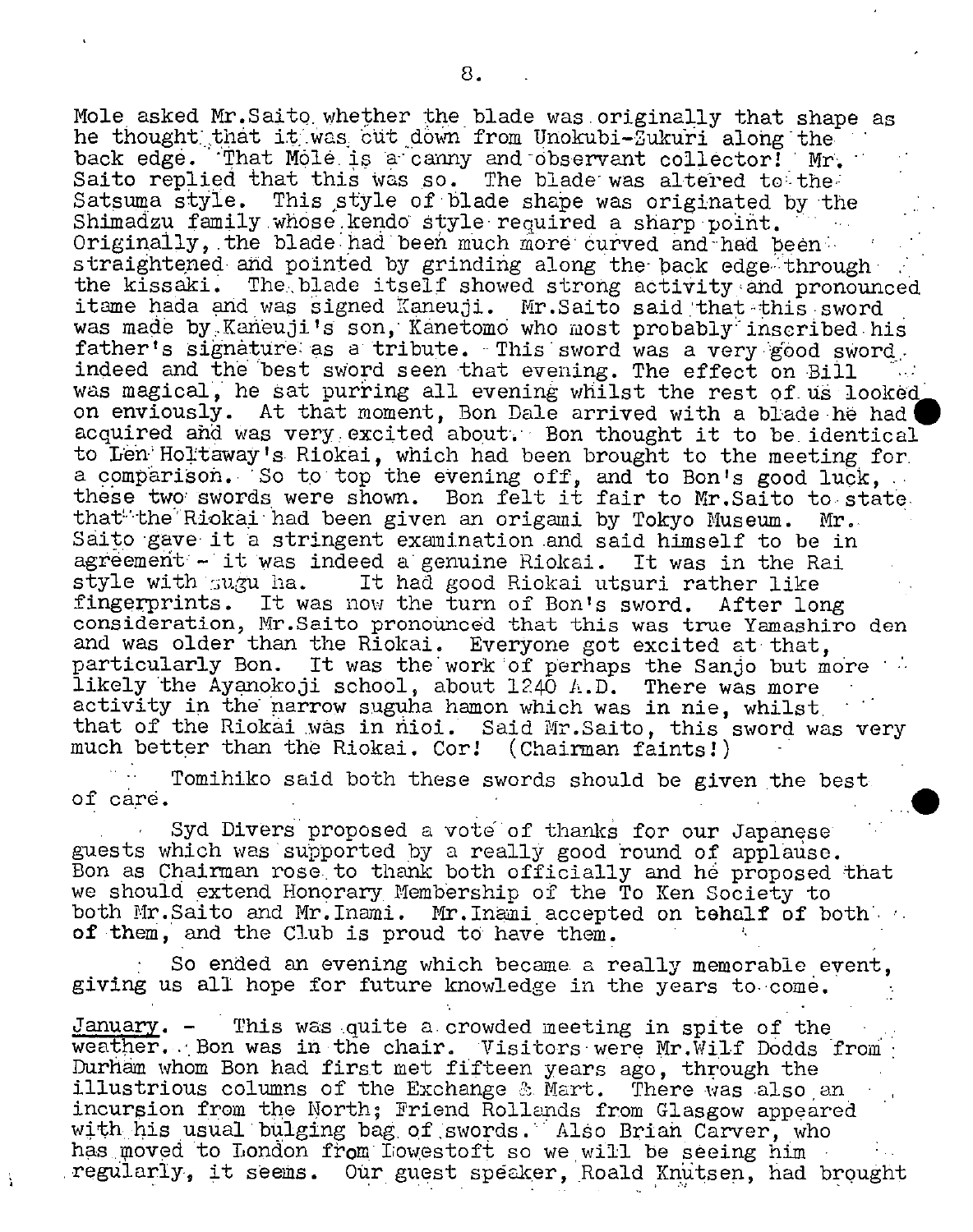Mole asked Mr.Saito whether the blade was originally that shape as he thought that it was cut down from Unokubi-Zukuri along the back edge. That Mole is a canny and observant collector! Mr. Saito replied that this was so. The blade was altered to the Satsuma style. This style of blade shape was originated by the Shimadzu family whose kendo style required a sharp point. Originally, the blade had been much more curved and had been straightened and pointed by grinding along the back edge through the kissaki. The blade itself showed strong activity and pronounced itame hada and was signed Kaneuji. Mr.Saito said that this sword was made by Kaneuji's son, Kanetomo who most probably inscribed his father's signature as a tribute. This sword was a very good sword indeed and the best sword seen that evening. The effect on Bill was magical, he sat purring all evening whilst the rest of us looked on enviously. At that moment, Bon Dale arrived with a blade he had acquired and was very excited about. Bon thought it to be identical to Len Holtaway's Riokai, which had been brought to the meeting for a comparison. So to top the evening off, and to Bon's good luck, these two swords were shown. Bon felt it fair to Mr.Saito to state that the Riokai had been given an origami by Tokyo Museum. Mr. Saito gave it a stringent examination and said himself to be in agreement - it was indeed a genuine Riokai. It was in the Rai style with sugu ha. It had good Riokai utsuri rather like fingerprints. It was now the turn of Bon's sword. After long consideration, Mr.Saito pronounced that this was true Yamashiro den and was older than the Riokai. Everyone got excited at that, particularly Bon. It was the work of perhaps the Sanjo but more likely the Ayanokoji school, about 1240 A.D. There was more activity in the narrow suguha hamon which was in nie, whilst that of the Riokai was in nioi. Said Mr.Saito, this sword was very much better than the Riokai. Cor! (Chairman faints!)

Tomihiko said both these swords should be given the best of care.

Syd Divers proposed a vote of thanks for our Japanese guests which was supported by a really good round of applause. Bon as Chairman rose to thank both officially and he proposed that we should extend Honorary Membership of the To Ken Society to both Mr.Saito and Mr.Inami. Mr.Inami accepted on behalf of both of them, and the Club is proud to have them.

So ended an evening which became a really memorable event, giving us all hope for future knowledge in the years to come.

January. - This was quite a crowded meeting in spite of the weather. Bon was in the chair. Visitors were Mr.Wilf Dodds from Durham whom Bon had first met fifteen years ago, through the illustrious columns of the Exchange & Mart. There was also an incursion from the North; Friend Rollands from Glasgow appeared with his usual bulging bag of swords. Also Brian Carver, who has moved to London from Lowestoft so we will be seeing him regularly, it seems. Our guest speaker, Roald Knutsen, had brought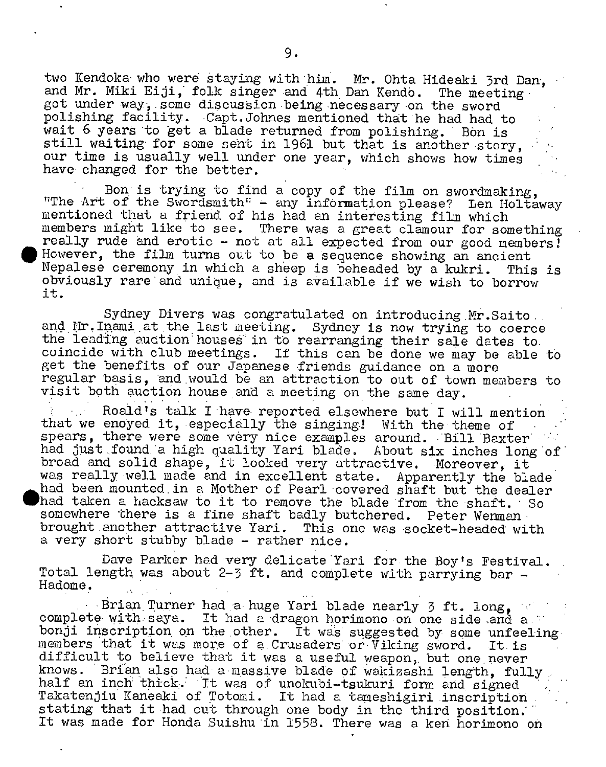two Kendoka who were staying with him. Mr. Ohta Hideaki 3rd Dan, and Mr. Miki Eiji, folk singer and 4th Dan Kendo. The meeting got under way, some discussion being necessary on the sword polishing facility. Capt.Johnes mentioned that he had had to wait 6 years to get a blade returned from polishing. Bon is still waiting for some sent in 1961 but that is another story, our time is usually well under one year, which shows how times have changed for the better.

Bon is trying to find a copy of the film on swordmaking, "The Art of the Swordsmith" - any information please? Len Holtaway mentioned that a friend of his had an interesting film which members might like to see. There was a great clamour for something really rude and erotic - not at all expected from our good members! However, the film turns out to be a sequence showing an ancient Nepalese ceremony in which a sheep is beheaded by a kukri. This is obviously rare and unique, and is available if we wish to borrow it.

Sydney Divers was congratulated on introducing Mr.Saito and Mr.Inami at the last meeting. Sydney is now trying to coerce the leading auction houses in to rearranging their sale dates to coincide with club meetings. If this can be done we may be able to get the benefits of our Japanese friends guidance on a more regular basis, and would be an attraction to out of town members to visit both auction house and a meeting on the same day.

Roald's talk I have reported elsewhere but I will mention that we enoyed it, especially the singing! With the theme of spears, there were some very nice examples around. Bill Baxter had just found a high quality Yari blade. About six inches long of broad and solid shape, it looked very attractive. Moreover, it was really well made and in excellent state. Apparently the blade had been mounted in a Mother of Pearl covered shaft but the dealer had taken a hacksaw to it to remove the blade from the shaft. So somewhere there is a fine shaft badly butchered. Peter Wenman brought another attractive Yari. This one was socket-headed with a very short stubby blade - rather nice.

Dave Parker had very delicate Yari for the Boy's Festival. Total length was about 2-3 ft. and complete with parrying bar - Hadome.

Brian Turner had a huge Yari blade nearly 3 ft. long, complete with saya. It had a dragon horimono on one side and a bonji inscription on the other. It was suggested by some unfeeling members that it was more of a Crusaders or Viking sword. It is difficult to believe that it was a useful weapon, but one never knows. Brian also had a massive blade of wakizashi length, fully half an inch thick. It was of unokubi-tsukuri form and signed Takatenjiu Kaneaki of Totomi. It had a tameshigiri inscription stating that it had cut through one body in the third position. It was made for Honda Suishu in 1558. There was a ken horimono on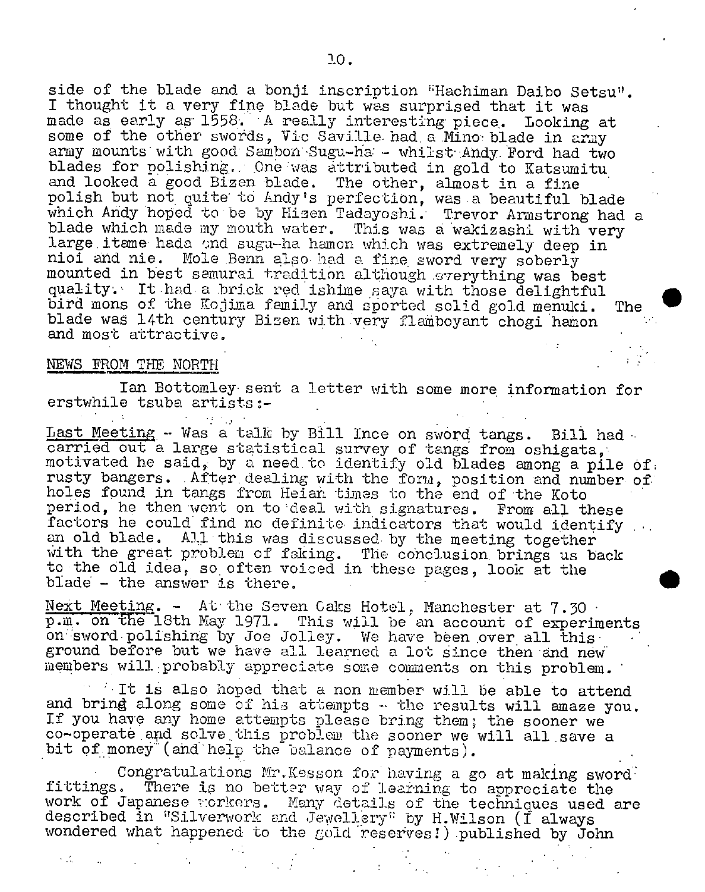side of the blade and a bonji inscription "Hachiman Daibo Setsu". I thought it a very fine blade but was surprised that it was made as early as 1558. A really interesting piece. Looking at some of the other swords, Vic Saville had a Mino blade in army army mounts with good Sambon Sugu-ha - whilst Andy Ford had two blades for polishing. One was attributed in gold to Katsumitu and looked a good Bizen blade. The other, almost in a fine polish but not quite to Andy's perfection, was a beautiful blade which Andy hoped to be by Hizen Tadayoshi. Trevor Armstrong had a blade which made my mouth water. This was a wakizashi with very large itame hada and sugu-ha hamon which was extremely deep in nioi and nie. Mole Benn also had a fine sword very soberly mounted in best samurai tradition although everything was best quality. It had a brick red ishime saya with those delightful bird mons of the Kojima family and sported solid gold menuki. The blade was 14th century Bizen with very flamboyant chogi hamon and most attractive.

## NEWS FROM THE NORTH

Ian Bottomley sent a letter with some more information for erstwhile tsuba artists:-

Last Meeting - Was a talk by Bill Ince on sword tangs. Bill had carried out a large statistical survey of tangs from oshigata, motivated he said, by a need to identify old blades among a pile of rusty bangers. After dealing with the form, position and number of holes found in tangs from Heian times to the end of the Koto period, he then went on to deal with signatures. From all these factors he could find no definite indicators that would identify an old blade. All this was discussed by the meeting together with the great problem of faking. The conclusion brings us back to the old idea, so often voiced in these pages, look at the blade - the answer is there.

Next Meeting. - At the Seven Oaks Hotel, Manchester at 7.30 p.m. on the 18th May 1971. This will be an account of experiments on sword polishing by Joe Jolley. We have been over all this ground before but we have all learned a lot since then and new members will probably appreciate some comments on this problem.

It is also hoped that a non member will be able to attend and bring along some of his attempts - the results will amaze you. If you have any home attempts please bring them; the sooner we co-operate and solve this problem the sooner we will all save a bit of money (and help the balance of payments).

Congratulations Mr.Kesson for having a go at making sword fittings. There is no better way of learning to appreciate the work of Japanese workers. Many details of the techniques used are described in "Silverwork and Jewellery" by H.Wilson (I always wondered what happened to the gold reserves!) published by John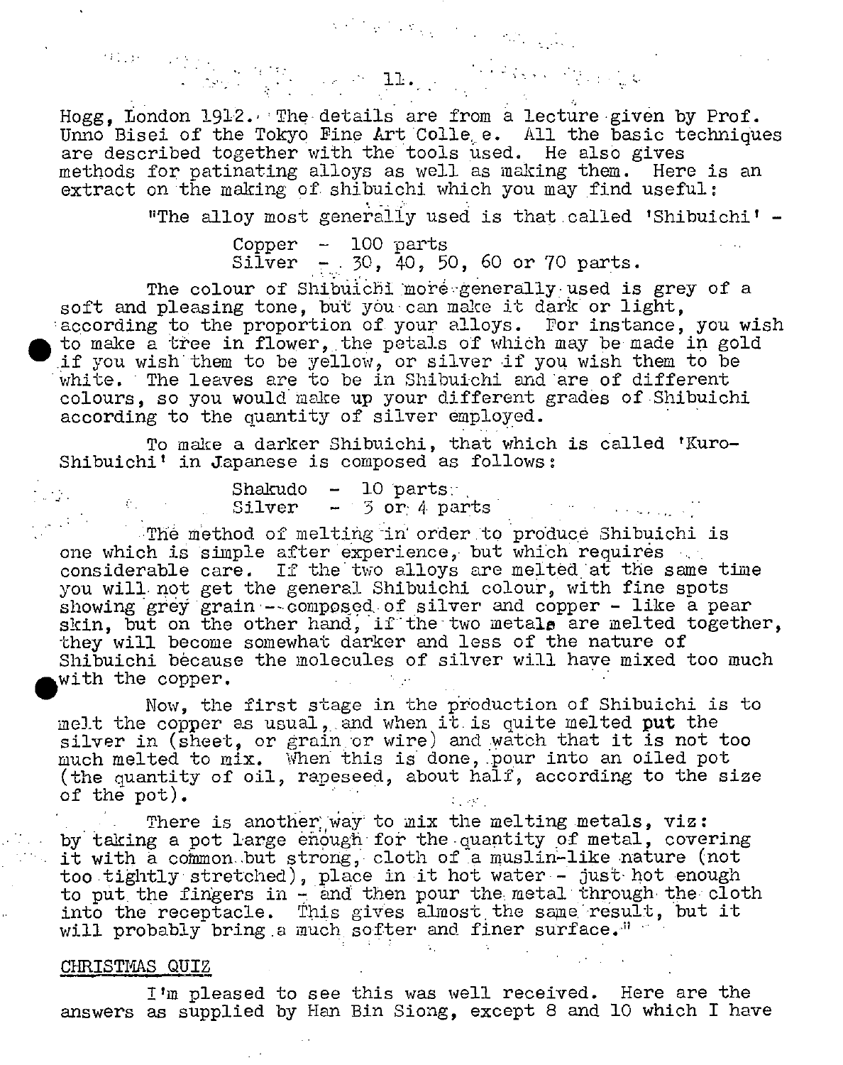Hogg, London 1912. The details are from a lecture given by Prof. Unno Bisei of the Tokyo Fine Art College. All the basic techniques are described together with the tools used. He also gives methods for patinating alloys as well as making them. Here is an extract on the making of shibuichi which you may find useful:

"The alloy most generally used is that called 'Shibuichi' -

> Copper - 100 parts
> Silver - 30, 40, 50, 60 or 70 parts.

The colour of Shibuichi more generally used is grey of a soft and pleasing tone, but you can make it dark or light, according to the proportion of your alloys. For instance, you wish to make a tree in flower, the petals of which may be made in gold if you wish them to be yellow, or silver if you wish them to be white. The leaves are to be in Shibuichi and are of different colours, so you would make up your different grades of Shibuichi according to the quantity of silver employed.

To make a darker Shibuichi, that which is called 'Kuro-Shibuichi' in Japanese is composed as follows:

> Shakudo - 10 parts
> Silver - 3 or 4 parts

The method of melting in order to produce Shibuichi is one which is simple after experience, but which requires considerable care. If the two alloys are melted at the same time you will not get the general Shibuichi colour, with fine spots showing grey grain -- composed of silver and copper - like a pear skin, but on the other hand, if the two metals are melted together, they will become somewhat darker and less of the nature of Shibuichi because the molecules of silver will have mixed too much with the copper.

Now, the first stage in the production of Shibuichi is to melt the copper as usual, and when it is quite melted **put** the silver in (sheet, or grain or wire) and watch that it is not too much melted to mix. When this is done, pour into an oiled pot (the quantity of oil, rapeseed, about half, according to the size of the pot).

There is another way to mix the melting metals, viz: by taking a pot large enough for the quantity of metal, covering it with a common but strong, cloth of a muslin-like nature (not too tightly stretched), place in it hot water - just hot enough to put the fingers in - and then pour the metal through the cloth into the receptacle. This gives almost the same result, but it will probably bring a much softer and finer surface."

## CHRISTMAS QUIZ

I'm pleased to see this was well received. Here are the answers as supplied by Han Bin Siong, except 8 and 10 which I have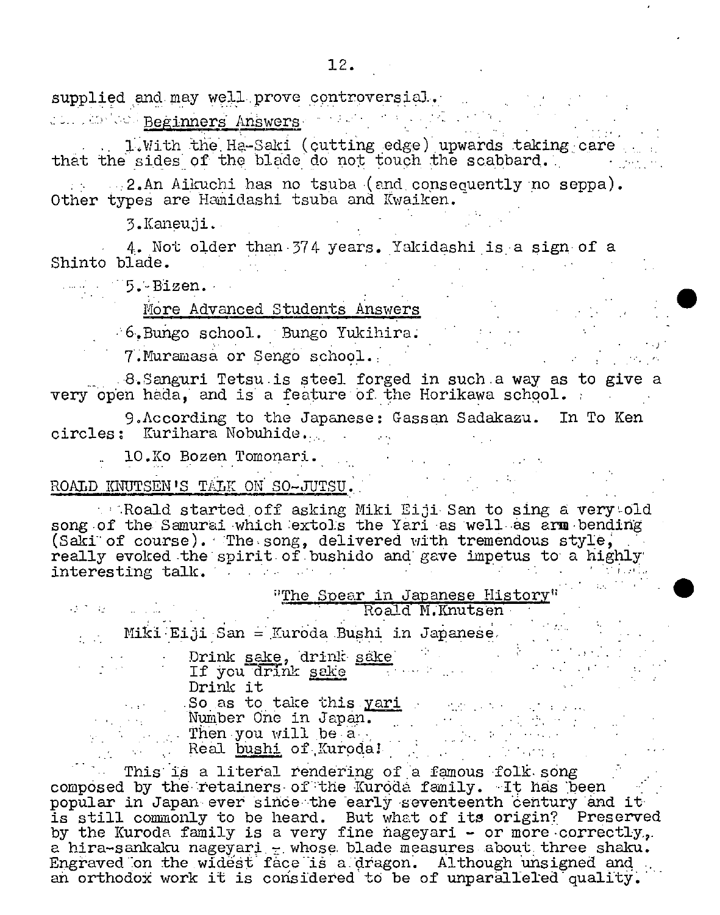supplied and may well prove controversial.

Beginners Answers

1. With the Ha-Saki (cutting edge) upwards taking care that the sides of the blade do not touch the scabbard.

2. An Aikuchi has no tsuba (and consequently no seppa). Other types are Hamidashi tsuba and Kwaiken.

3. Kaneuji.

4. Not older than 374 years. Yakidashi is a sign of a Shinto blade.

5. Bizen.

More Advanced Students Answers

6. Bungo school. Bungo Yukihira.

7. Muramasa or Sengo school.

8. Sanguri Tetsu is steel forged in such a way as to give a very open hada, and is a feature of the Horikawa school.

9. According to the Japanese: Gassan Sadakazu. In To Ken circles: Kurihara Nobuhide.

10. Ko Bozen Tomonari.

## ROALD KNUTSEN'S TALK ON SO-JUTSU.

Roald started off asking Miki Eiji San to sing a very old song of the Samurai which extols the Yari as well as arm bending (Saki of course). The song, delivered with tremendous style, really evoked the spirit of bushido and gave impetus to a highly interesting talk.

"The Spear in Japanese History"
Roald M. Knutsen

Miki Eiji San = Kuroda Bushi in Japanese.

Drink sake, drink sake
If you drink sake
Drink it
So as to take this yari
Number One in Japan.
Then you will be a
Real bushi of Kuroda!

This is a literal rendering of a famous folk song composed by the retainers of the Kuroda family. It has been popular in Japan ever since the early seventeenth century and it is still commonly to be heard. But what of its origin? Preserved by the Kuroda family is a very fine nageyari - or more correctly, a hira-sankaku nageyari - whose blade measures about three shaku. Engraved on the widest face is a dragon. Although unsigned and an orthodox work it is considered to be of unparalleled quality.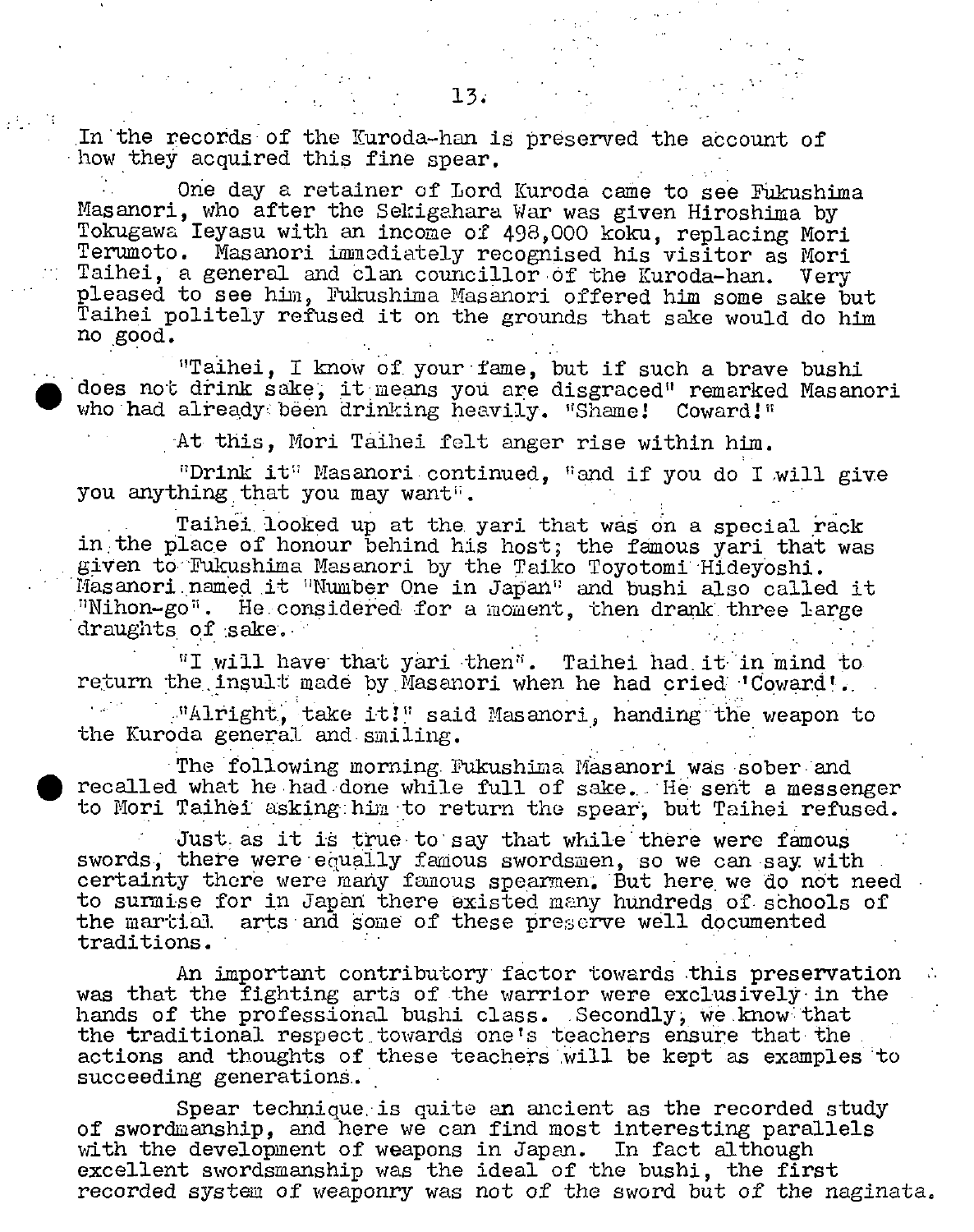In the records of the Kuroda-han is preserved the account of how they acquired this fine spear.

One day a retainer of Lord Kuroda came to see Fukushima Masanori, who after the Sekigahara War was given Hiroshima by Tokugawa Ieyasu with an income of 498,000 koku, replacing Mori Terumoto. Masanori immediately recognised his visitor as Mori Taihei, a general and clan councillor of the Kuroda-han. Very pleased to see him, Fukushima Masanori offered him some sake but Taihei politely refused it on the grounds that sake would do him no good.

"Taihei, I know of your fame, but if such a brave bushi does not drink sake, it means you are disgraced" remarked Masanori who had already been drinking heavily. "Shame! Coward!"

At this, Mori Taihei felt anger rise within him.

"Drink it" Masanori continued, "and if you do I will give you anything that you may want".

Taihei looked up at the yari that was on a special rack in the place of honour behind his host; the famous yari that was given to Fukushima Masanori by the Taiko Toyotomi Hideyoshi. Masanori named it "Number One in Japan" and bushi also called it "Nihon-go". He considered for a moment, then drank three large draughts of sake.

"I will have that yari then". Taihei had it in mind to return the insult made by Masanori when he had cried 'Coward!'.

"Alright, take it!" said Masanori, handing the weapon to the Kuroda general and smiling.

The following morning Fukushima Masanori was sober and recalled what he had done while full of sake. He sent a messenger to Mori Taihei asking him to return the spear, but Taihei refused.

Just as it is true to say that while there were famous swords, there were equally famous swordsmen, so we can say with certainty there were many famous spearmen. But here we do not need to surmise for in Japan there existed many hundreds of schools of the martial arts and some of these preserve well documented traditions.

An important contributory factor towards this preservation was that the fighting arts of the warrior were exclusively in the hands of the professional bushi class. Secondly, we know that the traditional respect towards one's teachers ensure that the actions and thoughts of these teachers will be kept as examples to succeeding generations.

Spear technique is quite an ancient as the recorded study of swordmanship, and here we can find most interesting parallels with the development of weapons in Japan. In fact although excellent swordsmanship was the ideal of the bushi, the first recorded system of weaponry was not of the sword but of the naginata.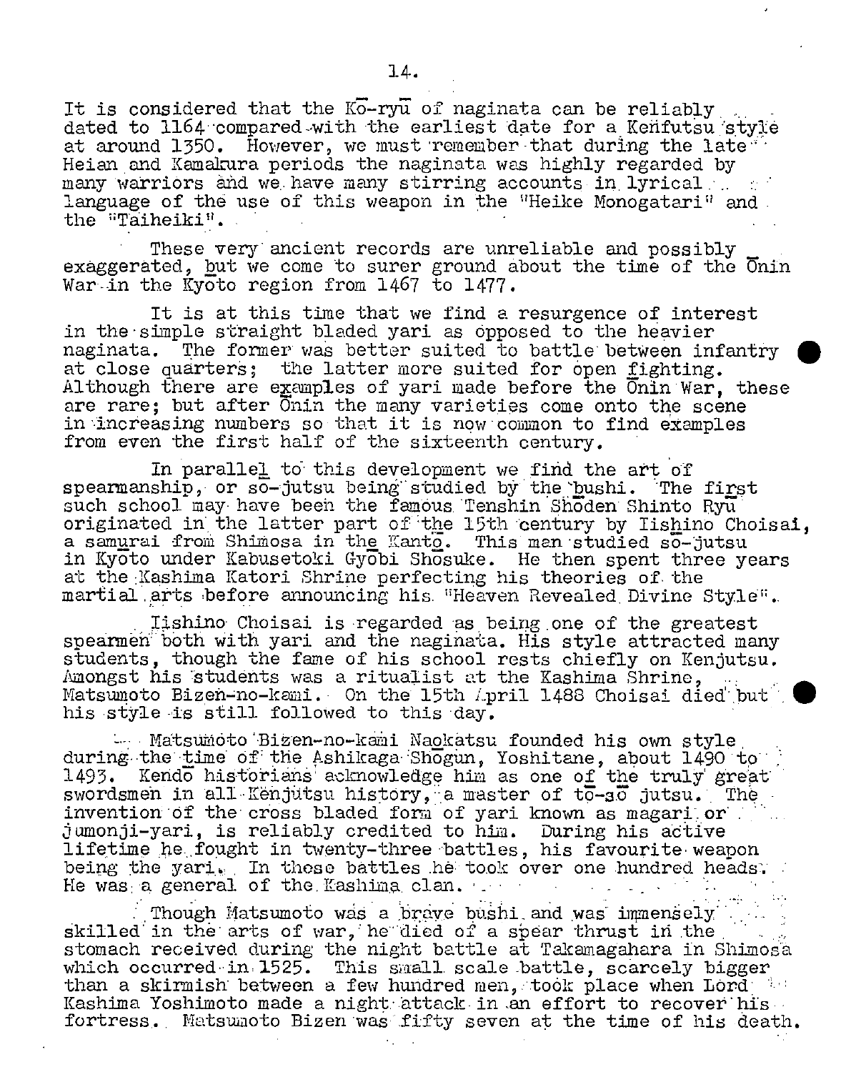It is considered that the Kō-ryū of naginata can be reliably dated to 1164 compared with the earliest date for a Kenfutsu style at around 1350. However, we must remember that during the late Heian and Kamakura periods the naginata was highly regarded by many warriors and we have many stirring accounts in lyrical language of the use of this weapon in the "Heike Monogatari" and the "Taiheiki".

These very ancient records are unreliable and possibly exaggerated, but we come to surer ground about the time of the Ōnin War in the Kyōto region from 1467 to 1477.

It is at this time that we find a resurgence of interest in the simple straight bladed yari as opposed to the heavier naginata. The former was better suited to battle between infantry at close quarters; the latter more suited for open fighting. Although there are examples of yari made before the Ōnin War, these are rare; but after Ōnin the many varieties come onto the scene in increasing numbers so that it is now common to find examples from even the first half of the sixteenth century.

In parallel to this development we find the art of spearmanship, or sō-jutsu being studied by the bushi. The first such school may have been the famous Tenshin Shōden Shinto Ryū originated in the latter part of the 15th century by Iishino Choisai, a samurai from Shimosa in the Kantō. This man studied sō-jutsu in Kyōto under Kabusetoki Gyōbi Shōsuke. He then spent three years at the Kashima Katori Shrine perfecting his theories of the martial arts before announcing his "Heaven Revealed Divine Style".

Iishino Choisai is regarded as being one of the greatest spearmen both with yari and the naginata. His style attracted many students, though the fame of his school rests chiefly on Kenjutsu. Amongst his students was a ritualist at the Kashima Shrine, Matsumoto Bizen-no-kami. On the 15th April 1488 Choisai died but his style is still followed to this day.

Matsumoto Bizen-no-kami Naokatsu founded his own style during the time of the Ashikaga Shōgun, Yoshitane, about 1490 to 1493. Kendō historians acknowledge him as one of the truly great swordsmen in all Kenjutsu history, a master of tō-sō jutsu. The invention of the cross bladed form of yari known as magari or jumonji-yari, is reliably credited to him. During his active lifetime he fought in twenty-three battles, his favourite weapon being the yari. In these battles he took over one hundred heads. He was a general of the Kashima clan.

Though Matsumoto was a brave bushi and was immensely skilled in the arts of war, he died of a spear thrust in the stomach received during the night battle at Takamagahara in Shimosa which occurred in 1525. This small scale battle, scarcely bigger than a skirmish between a few hundred men, took place when Lord Kashima Yoshimoto made a night attack in an effort to recover his fortress. Matsumoto Bizen was fifty seven at the time of his death.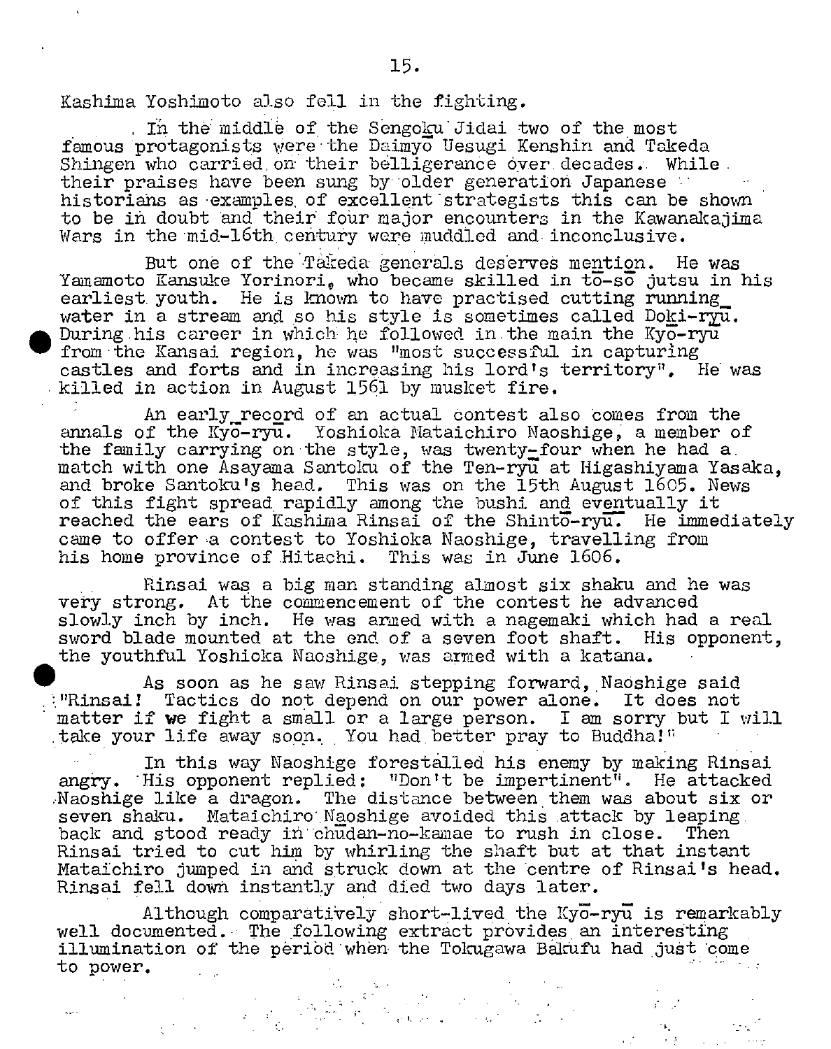Kashima Yoshimoto also fell in the fighting.

In the middle of the Sengoku Jidai two of the most famous protagonists were the Daimyō Uesugi Kenshin and Takeda Shingen who carried on their belligerance over decades. While their praises have been sung by older generation Japanese historians as examples of excellent strategists this can be shown to be in doubt and their four major encounters in the Kawanakajima Wars in the mid-16th century were muddled and inconclusive.

But one of the Takeda generals deserves mention. He was Yamamoto Kansuke Yorinori, who became skilled in tō-sō jutsu in his earliest youth. He is known to have practised cutting running water in a stream and so his style is sometimes called Doki-ryū. During his career in which he followed in the main the Kyō-ryū from the Kansai region, he was "most successful in capturing castles and forts and in increasing his lord's territory". He was killed in action in August 1561 by musket fire.

An early record of an actual contest also comes from the annals of the Kyō-ryū. Yoshioka Mataichiro Naoshige, a member of the family carrying on the style, was twenty-four when he had a match with one Asayama Santoku of the Ten-ryū at Higashiyama Yasaka, and broke Santoku's head. This was on the 15th August 1605. News of this fight spread rapidly among the bushi and eventually it reached the ears of Kashima Rinsai of the Shintō-ryū. He immediately came to offer a contest to Yoshioka Naoshige, travelling from his home province of Hitachi. This was in June 1606.

Rinsai was a big man standing almost six shaku and he was very strong. At the commencement of the contest he advanced slowly inch by inch. He was armed with a nagemaki which had a real sword blade mounted at the end of a seven foot shaft. His opponent, the youthful Yoshioka Naoshige, was armed with a katana.

As soon as he saw Rinsai stepping forward, Naoshige said "Rinsai! Tactics do not depend on our power alone. It does not matter if we fight a small or a large person. I am sorry but I will take your life away soon. You had better pray to Buddha!"

In this way Naoshige forestalled his enemy by making Rinsai angry. His opponent replied: "Don't be impertinent". He attacked Naoshige like a dragon. The distance between them was about six or seven shaku. Mataichiro Naoshige avoided this attack by leaping back and stood ready in chūdan-no-kamae to rush in close. Then Rinsai tried to cut him by whirling the shaft but at that instant Mataichiro jumped in and struck down at the centre of Rinsai's head. Rinsai fell down instantly and died two days later.

Although comparatively short-lived the Kyō-ryū is remarkably well documented. The following extract provides an interesting illumination of the period when the Tokugawa Bakufu had just come to power.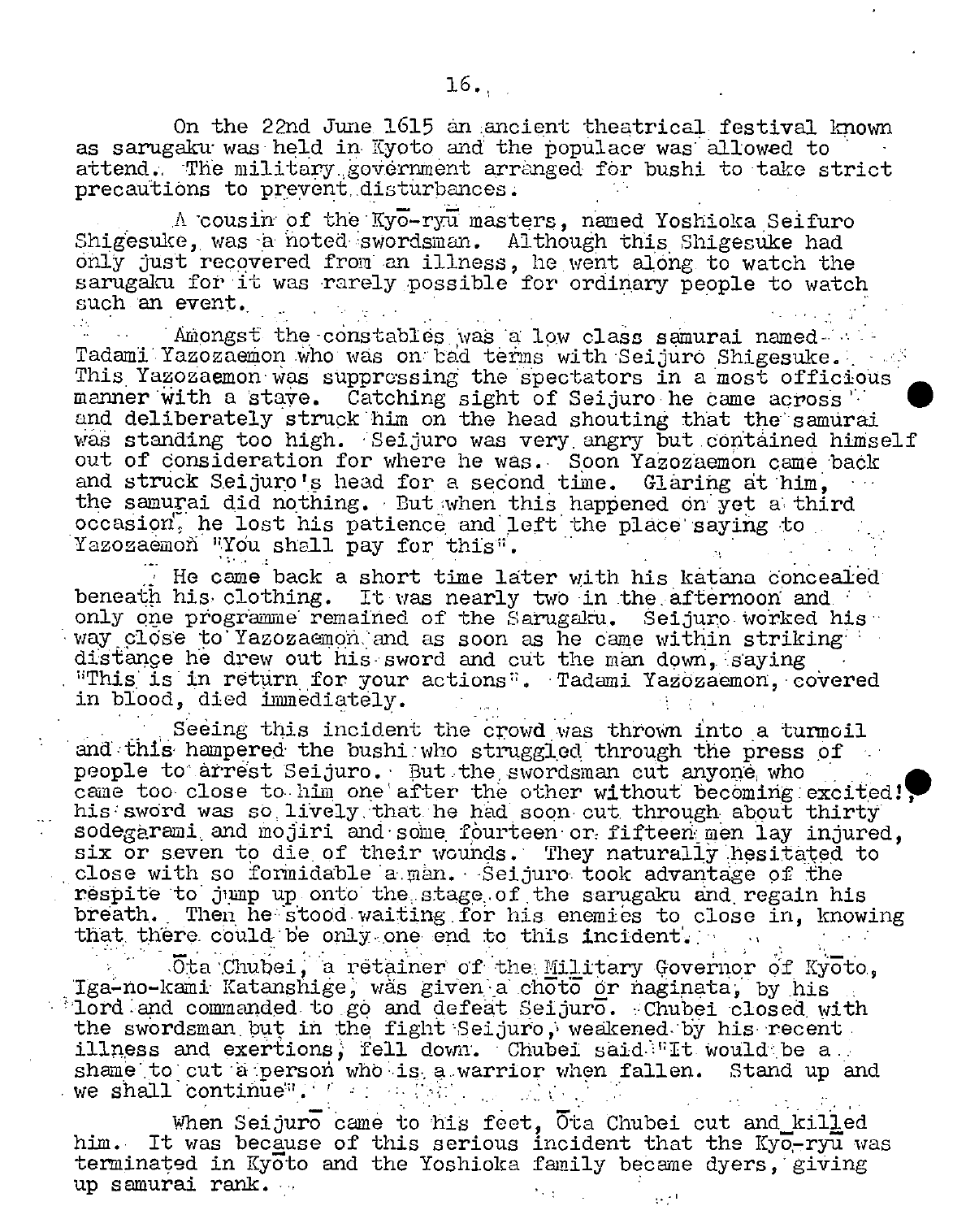On the 22nd June 1615 an ancient theatrical festival known as sarugaku was held in Kyoto and the populace was allowed to attend. The military government arranged for bushi to take strict precautions to prevent disturbances.

A cousin of the Kyō-ryū masters, named Yoshioka Seifuro Shigesuke, was a noted swordsman. Although this Shigesuke had only just recovered from an illness, he went along to watch the sarugaku for it was rarely possible for ordinary people to watch such an event.

Amongst the constables was a low class samurai named Tadami Yazozaemon who was on bad terms with Seijuro Shigesuke. This Yazozaemon was suppressing the spectators in a most officious manner with a stave. Catching sight of Seijuro he came across and deliberately struck him on the head shouting that the samurai was standing too high. Seijuro was very angry but contained himself out of consideration for where he was. Soon Yazozaemon came back and struck Seijuro's head for a second time. Glaring at him, the samurai did nothing. But when this happened on yet a third occasion, he lost his patience and left the place saying to Yazozaemon "You shall pay for this".

He came back a short time later with his katana concealed beneath his clothing. It was nearly two in the afternoon and only one programme remained of the Sarugaku. Seijuro worked his way close to Yazozaemon and as soon as he came within striking distance he drew out his sword and cut the man down, saying "This is in return for your actions". Tadami Yazozaemon, covered in blood, died immediately.

Seeing this incident the crowd was thrown into a turmoil and this hampered the bushi who struggled through the press of people to arrest Seijuro. But the swordsman cut anyone who came too close to him one after the other without becoming excited!, his sword was so lively that he had soon cut through about thirty sodegarami and mojiri and some fourteen or fifteen men lay injured, six or seven to die of their wounds. They naturally hesitated to close with so formidable a man. Seijuro took advantage of the respite to jump up onto the stage of the sarugaku and regain his breath. Then he stood waiting for his enemies to close in, knowing that there could be only one end to this incident.

Ōta Chubei, a retainer of the Military Governor of Kyōto, Iga-no-kami Katanshige, was given a chōtō or naginata, by his lord and commanded to go and defeat Seijurō. Chubei closed with the swordsman but in the fight Seijuro, weakened by his recent illness and exertions, fell down. Chubei said "It would be a shame to cut a person who is a warrior when fallen. Stand up and we shall continue".

When Seijurō came to his feet, Ōta Chubei cut and killed him. It was because of this serious incident that the Kyō-ryū was terminated in Kyōto and the Yoshioka family became dyers, giving up samurai rank.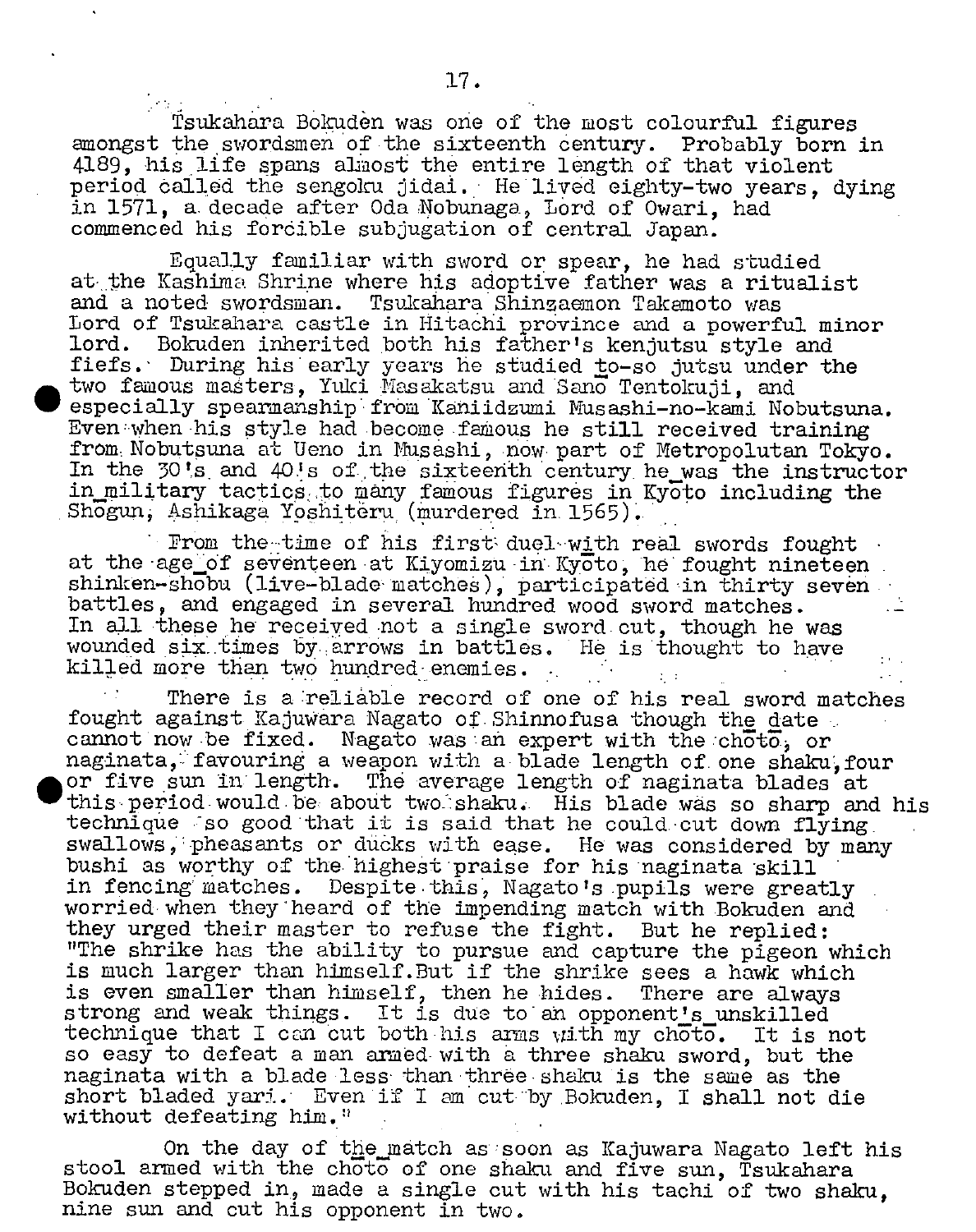Tsukahara Bokuden was one of the most colourful figures amongst the swordsmen of the sixteenth century. Probably born in 4189, his life spans almost the entire length of that violent period called the sengoku jidai. He lived eighty-two years, dying in 1571, a decade after Oda Nobunaga, Lord of Owari, had commenced his forcible subjugation of central Japan.

Equally familiar with sword or spear, he had studied at the Kashima Shrine where his adoptive father was a ritualist and a noted swordsman. Tsukahara Shingaemon Takemoto was Lord of Tsukahara castle in Hitachi province and a powerful minor lord. Bokuden inherited both his father's kenjutsu style and fiefs. During his early years he studied to-so jutsu under the two famous masters, Yuki Masakatsu and Sano Tentokuji, and especially spearmanship from Kaniidzumi Musashi-no-kami Nobutsuna. Even when his style had become famous he still received training from Nobutsuna at Ueno in Musashi, now part of Metropolutan Tokyo. In the 30's and 40's of the sixteenth century he was the instructor in military tactics to many famous figures in Kyoto including the Shogun, Ashikaga Yoshiteru (murdered in 1565).

From the time of his first duel with real swords fought at the age of seventeen at Kiyomizu in Kyoto, he fought nineteen shinken-shobu (live-blade matches), participated in thirty seven battles, and engaged in several hundred wood sword matches. In all these he received not a single sword cut, though he was wounded six times by arrows in battles. He is thought to have killed more than two hundred enemies.

There is a reliable record of one of his real sword matches fought against Kajuwara Nagato of Shinnofusa though the date cannot now be fixed. Nagato was an expert with the choto, or naginata, favouring a weapon with a blade length of one shaku, four or five sun in length. The average length of naginata blades at this period would be about two shaku. His blade was so sharp and his technique so good that it is said that he could cut down flying swallows, pheasants or ducks with ease. He was considered by many bushi as worthy of the highest praise for his naginata skill in fencing matches. Despite this, Nagato's pupils were greatly worried when they heard of the impending match with Bokuden and they urged their master to refuse the fight. But he replied: "The shrike has the ability to pursue and capture the pigeon which is much larger than himself.But if the shrike sees a hawk which is even smaller than himself, then he hides. There are always strong and weak things. It is due to an opponent's unskilled technique that I can cut both his arms with my choto. It is not so easy to defeat a man armed with a three shaku sword, but the naginata with a blade less than three shaku is the same as the short bladed yari. Even if I am cut by Bokuden, I shall not die without defeating him."

On the day of the match as soon as Kajuwara Nagato left his stool armed with the choto of one shaku and five sun, Tsukahara Bokuden stepped in, made a single cut with his tachi of two shaku, nine sun and cut his opponent in two.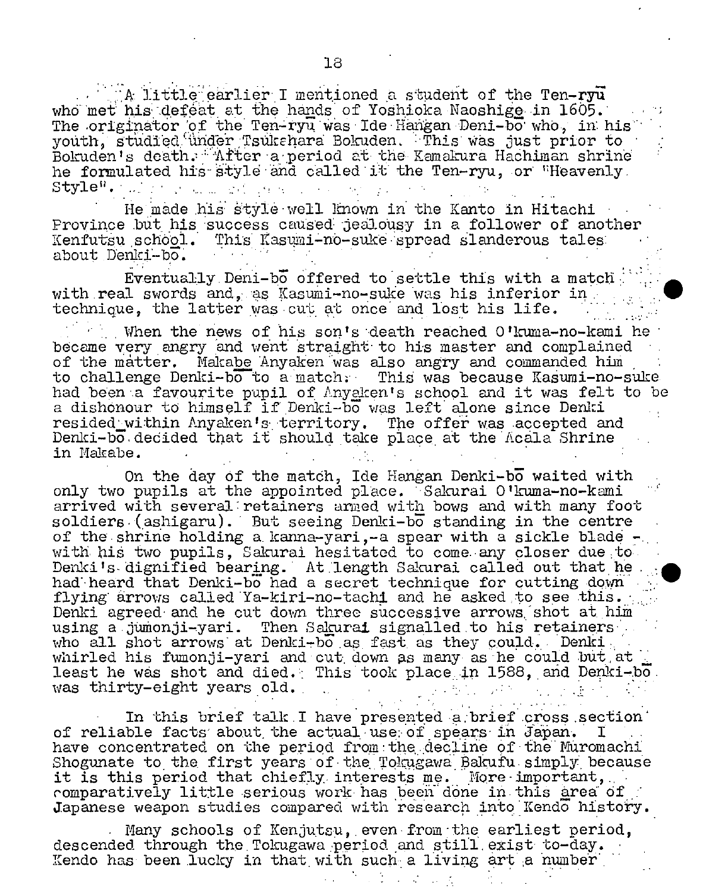A little earlier I mentioned a student of the Ten-ryū who met his defeat at the hands of Yoshioka Naoshige in 1605. The originator of the Ten-ryū was Ide Hangan Deni-bō who, in his youth, studied under Tsukahara Bokuden. This was just prior to Bokuden's death. After a period at the Kamakura Hachiman shrine he formulated his style and called it the Ten-ryu, or "Heavenly Style".

He made his style well known in the Kanto in Hitachi Province but his success caused jealousy in a follower of another Kenfutsu school. This Kasumi-no-suke spread slanderous tales about Denki-bō.

Eventually Deni-bō offered to settle this with a match with real swords and, as Kasumi-no-suke was his inferior in technique, the latter was cut at once and lost his life.

When the news of his son's death reached O'kuma-no-kami he became very angry and went straight to his master and complained of the matter. Makabe Anyaken was also angry and commanded him to challenge Denki-bō to a match. This was because Kasumi-no-suke had been a favourite pupil of Anyaken's school and it was felt to be a dishonour to himself if Denki-bō was left alone since Denki resided within Anyaken's territory. The offer was accepted and Denki-bō decided that it should take place at the Acala Shrine in Makabe.

On the day of the match, Ide Hangan Denki-bō waited with only two pupils at the appointed place. Sakurai O'kuma-no-kami arrived with several retainers armed with bows and with many foot soldiers (ashigaru). But seeing Denki-bō standing in the centre of the shrine holding a kanna-yari,-a spear with a sickle blade - with his two pupils, Sakurai hesitated to come any closer due to Denki's dignified bearing. At length Sakurai called out that he had heard that Denki-bō had a secret technique for cutting down flying arrows called Ya-kiri-no-tachi and he asked to see this. Denki agreed and he cut down three successive arrows shot at him using a jumonji-yari. Then Sakurai signalled to his retainers who all shot arrows at Denki-bō as fast as they could. Denki whirled his fumonji-yari and cut down as many as he could but at least he was shot and died. This took place in 1588, and Denki-bō was thirty-eight years old.

In this brief talk I have presented a brief cross section of reliable facts about the actual use of spears in Japan. I have concentrated on the period from the decline of the Muromachi Shogunate to the first years of the Tokugawa Bakufu simply because it is this period that chiefly interests me. More important, comparatively little serious work has been done in this area of Japanese weapon studies compared with research into Kendō history.

Many schools of Kenjutsu, even from the earliest period, descended through the Tokugawa period and still exist to-day. Kendo has been lucky in that with such a living art a number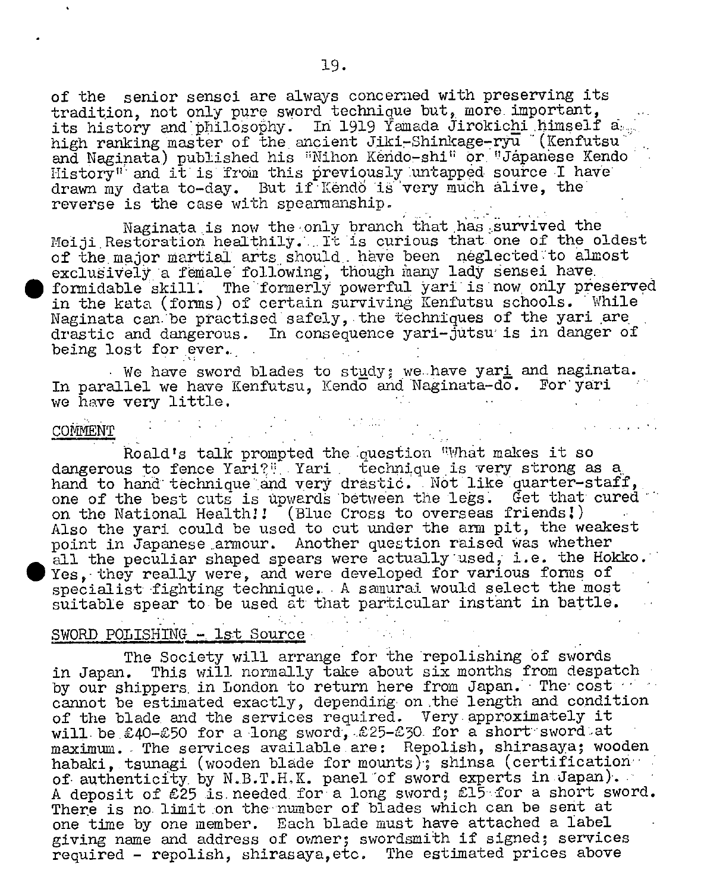of the senior sensei are always concerned with preserving its tradition, not only pure sword technique but, more important, its history and philosophy. In 1919 Yamada Jirokichi himself a high ranking master of the ancient Jiki-Shinkage-ryū (Kenfutsu and Naginata) published his "Nihon Kendo-shi" or "Japanese Kendo History" and it is from this previously untapped source I have drawn my data to-day. But if Kendo is very much alive, the reverse is the case with spearmanship.

Naginata is now the only branch that has survived the Meiji Restoration healthily. It is curious that one of the oldest of the major martial arts should have been neglected to almost exclusively a female following, though many lady sensei have formidable skill. The formerly powerful yari is now only preserved in the kata (forms) of certain surviving Kenfutsu schools. While Naginata can be practised safely, the techniques of the yari are drastic and dangerous. In consequence yari-jutsu is in danger of being lost for ever.

We have sword blades to study; we have yari and naginata. In parallel we have Kenfutsu, Kendō and Naginata-dō. For yari we have very little.

## COMMENT

Roald's talk prompted the question "What makes it so dangerous to fence Yari?" Yari technique is very strong as a hand to hand technique and very drastic. Not like quarter-staff, one of the best cuts is upwards between the legs. Get that cured on the National Health!! (Blue Cross to overseas friends!) Also the yari could be used to cut under the arm pit, the weakest point in Japanese armour. Another question raised was whether all the peculiar shaped spears were actually used, i.e. the Hokko. Yes, they really were, and were developed for various forms of specialist fighting technique. A samurai would select the most suitable spear to be used at that particular instant in battle.

## SWORD POLISHING - 1st Source

The Society will arrange for the repolishing of swords in Japan. This will normally take about six months from despatch by our shippers in London to return here from Japan. The cost cannot be estimated exactly, depending on the length and condition of the blade and the services required. Very approximately it will be £40-£50 for a long sword, £25-£30 for a short sword at maximum. The services available are: Repolish, shirasaya; wooden habaki, tsunagi (wooden blade for mounts); shinsa (certification of authenticity by N.B.T.H.K. panel of sword experts in Japan). A deposit of £25 is needed for a long sword; £15 for a short sword. There is no limit on the number of blades which can be sent at one time by one member. Each blade must have attached a label giving name and address of owner; swordsmith if signed; services required - repolish, shirasaya, etc. The estimated prices above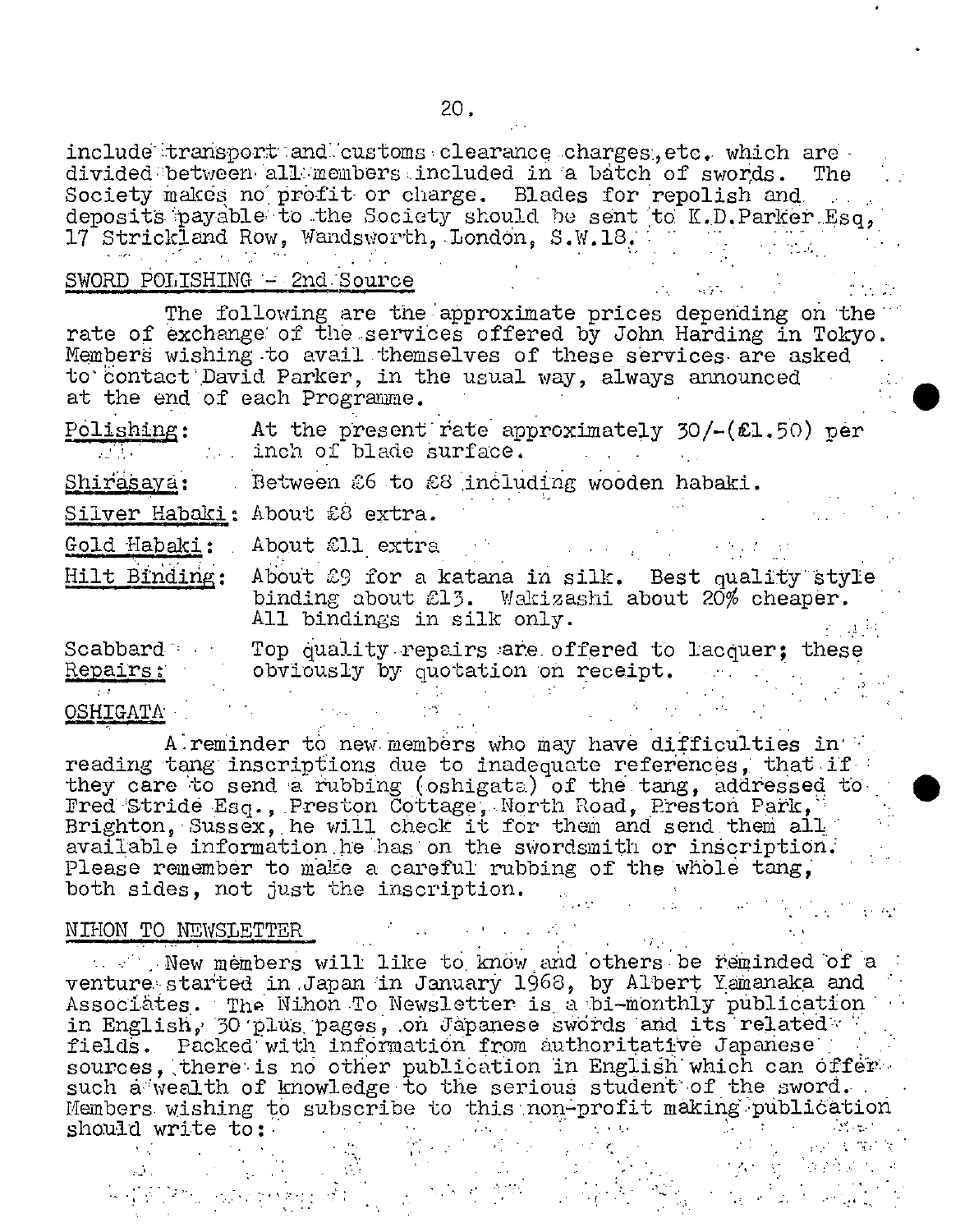include transport and customs clearance charges, etc. which are divided between all members included in a batch of swords. The Society makes no profit or charge. Blades for repolish and deposits payable to the Society should be sent to K.D.Parker Esq, 17 Strickland Row, Wandsworth, London, S.W.18.

## SWORD POLISHING - 2nd Source

The following are the approximate prices depending on the rate of exchange of the services offered by John Harding in Tokyo. Members wishing to avail themselves of these services are asked to contact David Parker, in the usual way, always announced at the end of each Programme.

| | |
|---|---|
| Polishing: | At the present rate approximately 30/-(£1.50) per inch of blade surface. |
| Shirasaya: | Between £6 to £8 including wooden habaki. |
| Silver Habaki: | About £8 extra. |
| Gold Habaki: | About £11 extra |
| Hilt Binding: | About £9 for a katana in silk. Best quality style binding about £13. Wakizashi about 20% cheaper. All bindings in silk only. |
| Scabbard Repairs: | Top quality repairs are offered to lacquer; these obviously by quotation on receipt. |

## OSHIGATA

A reminder to new members who may have difficulties in reading tang inscriptions due to inadequate references, that if they care to send a rubbing (oshigata) of the tang, addressed to Fred Stride Esq., Preston Cottage, North Road, Preston Park, Brighton, Sussex, he will check it for them and send them all available information he has on the swordsmith or inscription. Please remember to make a careful rubbing of the whole tang, both sides, not just the inscription.

## NIHON TO NEWSLETTER

New members will like to know and others be reminded of a venture started in Japan in January 1968, by Albert Yamanaka and Associates. The Nihon To Newsletter is a bi-monthly publication in English, 30 plus pages, on Japanese swords and its related fields. Packed with information from authoritative Japanese sources, there is no other publication in English which can offer such a wealth of knowledge to the serious student of the sword. Members wishing to subscribe to this non-profit making publication should write to: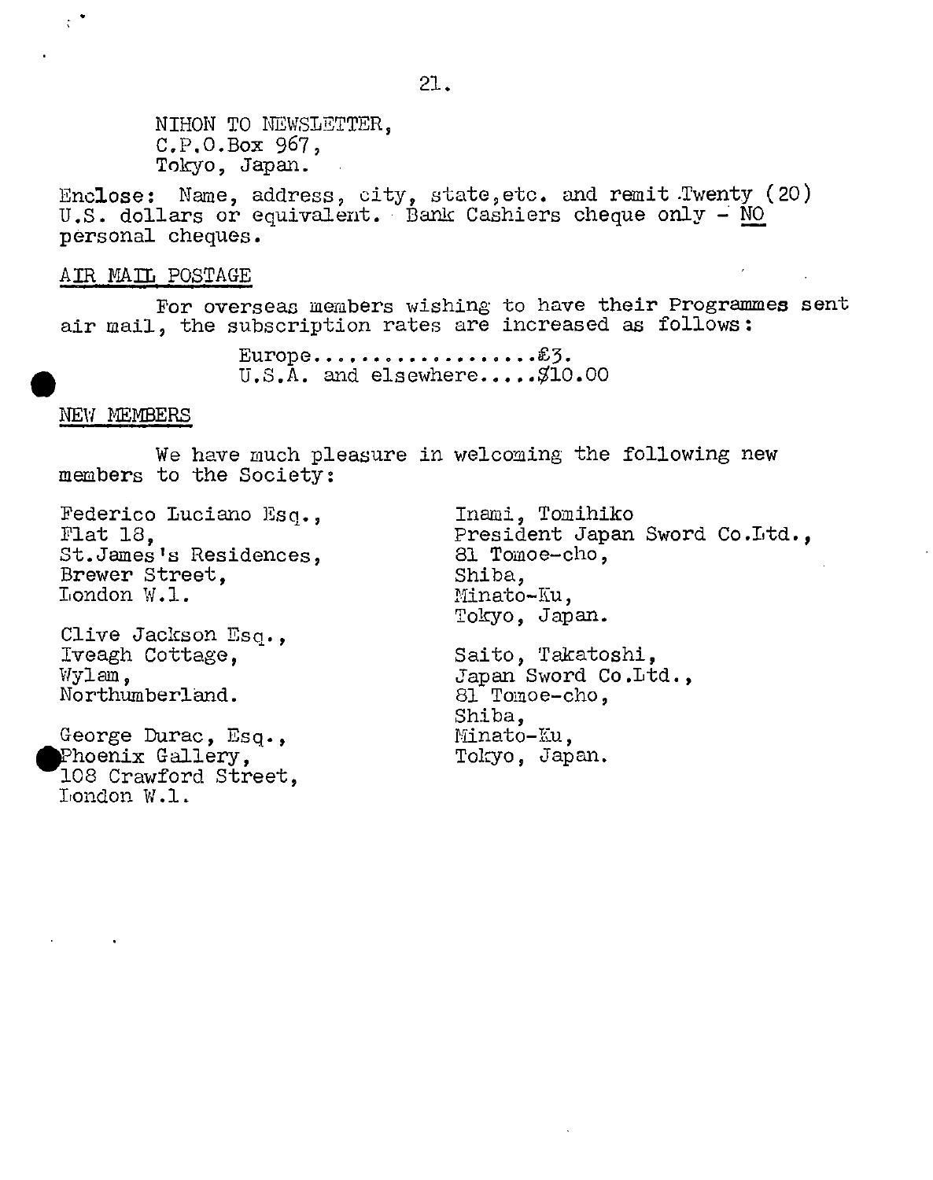NIHON TO NEWSLETTER,
C.P.O.Box 967,
Tokyo, Japan.

Enclose: Name, address, city, state, etc. and remit Twenty (20) U.S. dollars or equivalent. Bank Cashiers cheque only - NO personal cheques.

## AIR MAIL POSTAGE

For overseas members wishing to have their Programmes sent air mail, the subscription rates are increased as follows:

Europe..................£3.
U.S.A. and elsewhere.....$10.00

## NEW MEMBERS

We have much pleasure in welcoming the following new members to the Society:

Federico Luciano Esq.,
Flat 18,
St.James's Residences,
Brewer Street,
London W.1.

Clive Jackson Esq.,
Iveagh Cottage,
Wylam,
Northumberland.

George Durac, Esq.,
Phoenix Gallery,
108 Crawford Street,
London W.1.

Inami, Tomihiko
President Japan Sword Co.Ltd.,
81 Tomoe-cho,
Shiba,
Minato-Ku,
Tokyo, Japan.

Saito, Takatoshi,
Japan Sword Co.Ltd.,
81 Tomoe-cho,
Shiba,
Minato-Ku,
Tokyo, Japan.